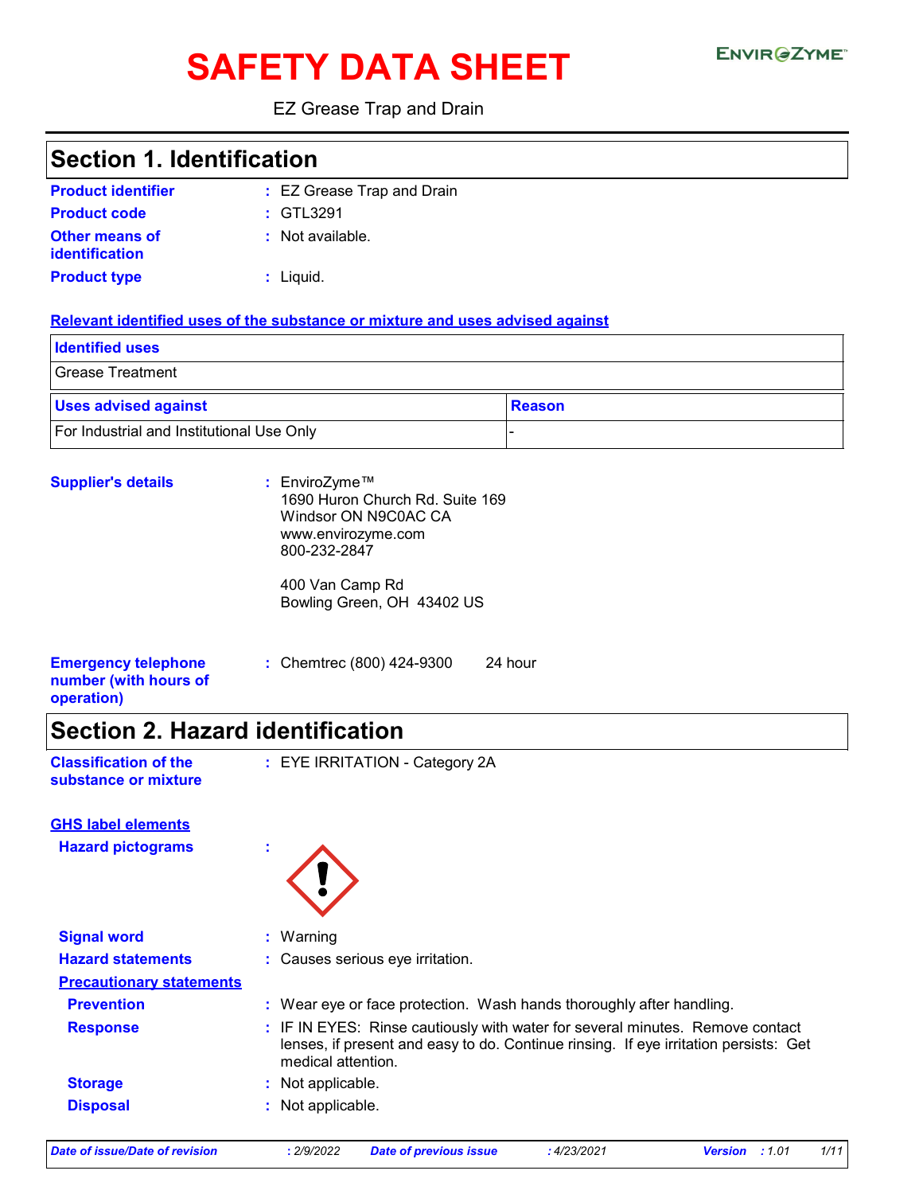# SAFETY DATA SHEET

ENVIROZYME™

EZ Grease Trap and Drain

## Section 1. Identification

**Product identifier** : EZ Grease Trap and Drain

**Product code** : GTL3291

**Other means of identification** : Not available.

**Product type** : Liquid.

**Relevant identified uses of the substance or mixture and uses advised against**

| Identified uses |
|---|
| Grease Treatment |

| Uses advised against | Reason |
|---|---|
| For Industrial and Institutional Use Only | - |

**Supplier's details** : EnviroZyme™
1690 Huron Church Rd. Suite 169
Windsor ON N9C0AC CA
www.envirozyme.com
800-232-2847

400 Van Camp Rd
Bowling Green, OH 43402 US

**Emergency telephone number (with hours of operation)** : Chemtrec (800) 424-9300 24 hour

## Section 2. Hazard identification

**Classification of the substance or mixture** : EYE IRRITATION - Category 2A

**GHS label elements**

**Hazard pictograms** :

**Signal word** : Warning

**Hazard statements** : Causes serious eye irritation.

**Precautionary statements**

**Prevention** : Wear eye or face protection. Wash hands thoroughly after handling.

**Response** : IF IN EYES: Rinse cautiously with water for several minutes. Remove contact lenses, if present and easy to do. Continue rinsing. If eye irritation persists: Get medical attention.

**Storage** : Not applicable.

**Disposal** : Not applicable.

*Date of issue/Date of revision* : 2/9/2022 *Date of previous issue* : 4/23/2021 *Version* : 1.01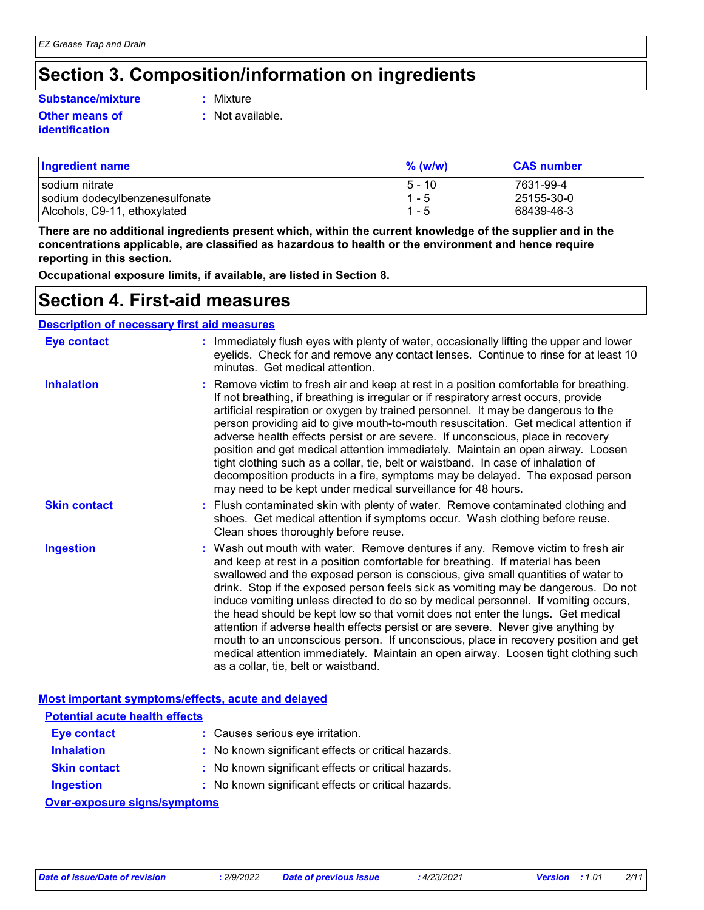# Section 3. Composition/information on ingredients

**Substance/mixture** : Mixture

**Other means of identification** : Not available.

| Ingredient name | % (w/w) | CAS number |
|---|---|---|
| sodium nitrate | 5 - 10 | 7631-99-4 |
| sodium dodecylbenzenesulfonate | 1 - 5 | 25155-30-0 |
| Alcohols, C9-11, ethoxylated | 1 - 5 | 68439-46-3 |

**There are no additional ingredients present which, within the current knowledge of the supplier and in the concentrations applicable, are classified as hazardous to health or the environment and hence require reporting in this section.**

**Occupational exposure limits, if available, are listed in Section 8.**

# Section 4. First-aid measures

## Description of necessary first aid measures

**Eye contact** : Immediately flush eyes with plenty of water, occasionally lifting the upper and lower eyelids. Check for and remove any contact lenses. Continue to rinse for at least 10 minutes. Get medical attention.

**Inhalation** : Remove victim to fresh air and keep at rest in a position comfortable for breathing. If not breathing, if breathing is irregular or if respiratory arrest occurs, provide artificial respiration or oxygen by trained personnel. It may be dangerous to the person providing aid to give mouth-to-mouth resuscitation. Get medical attention if adverse health effects persist or are severe. If unconscious, place in recovery position and get medical attention immediately. Maintain an open airway. Loosen tight clothing such as a collar, tie, belt or waistband. In case of inhalation of decomposition products in a fire, symptoms may be delayed. The exposed person may need to be kept under medical surveillance for 48 hours.

**Skin contact** : Flush contaminated skin with plenty of water. Remove contaminated clothing and shoes. Get medical attention if symptoms occur. Wash clothing before reuse. Clean shoes thoroughly before reuse.

**Ingestion** : Wash out mouth with water. Remove dentures if any. Remove victim to fresh air and keep at rest in a position comfortable for breathing. If material has been swallowed and the exposed person is conscious, give small quantities of water to drink. Stop if the exposed person feels sick as vomiting may be dangerous. Do not induce vomiting unless directed to do so by medical personnel. If vomiting occurs, the head should be kept low so that vomit does not enter the lungs. Get medical attention if adverse health effects persist or are severe. Never give anything by mouth to an unconscious person. If unconscious, place in recovery position and get medical attention immediately. Maintain an open airway. Loosen tight clothing such as a collar, tie, belt or waistband.

## Most important symptoms/effects, acute and delayed

### Potential acute health effects

**Eye contact** : Causes serious eye irritation.

**Inhalation** : No known significant effects or critical hazards.

**Skin contact** : No known significant effects or critical hazards.

**Ingestion** : No known significant effects or critical hazards.

### Over-exposure signs/symptoms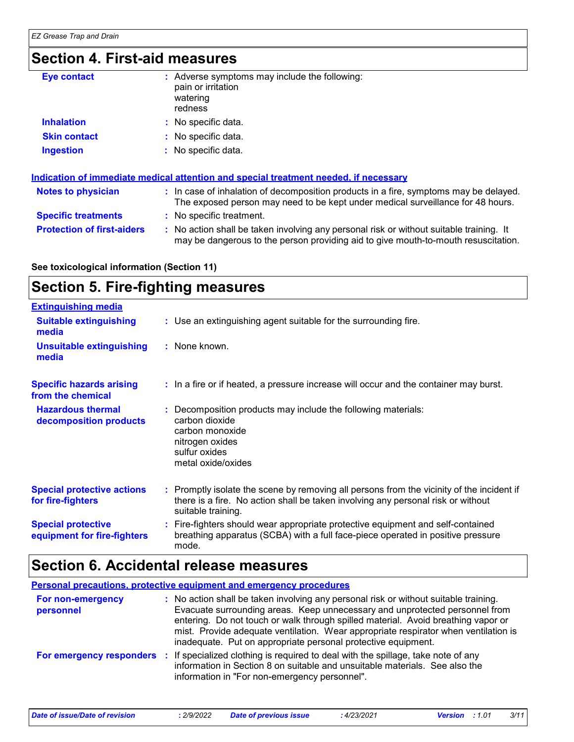## Section 4. First-aid measures

**Eye contact** : Adverse symptoms may include the following:
pain or irritation
watering
redness

**Inhalation** : No specific data.

**Skin contact** : No specific data.

**Ingestion** : No specific data.

### Indication of immediate medical attention and special treatment needed, if necessary

**Notes to physician** : In case of inhalation of decomposition products in a fire, symptoms may be delayed. The exposed person may need to be kept under medical surveillance for 48 hours.

**Specific treatments** : No specific treatment.

**Protection of first-aiders** : No action shall be taken involving any personal risk or without suitable training. It may be dangerous to the person providing aid to give mouth-to-mouth resuscitation.

**See toxicological information (Section 11)**

## Section 5. Fire-fighting measures

### Extinguishing media

**Suitable extinguishing media** : Use an extinguishing agent suitable for the surrounding fire.

**Unsuitable extinguishing media** : None known.

**Specific hazards arising from the chemical** : In a fire or if heated, a pressure increase will occur and the container may burst.

**Hazardous thermal decomposition products** : Decomposition products may include the following materials:
carbon dioxide
carbon monoxide
nitrogen oxides
sulfur oxides
metal oxide/oxides

**Special protective actions for fire-fighters** : Promptly isolate the scene by removing all persons from the vicinity of the incident if there is a fire. No action shall be taken involving any personal risk or without suitable training.

**Special protective equipment for fire-fighters** : Fire-fighters should wear appropriate protective equipment and self-contained breathing apparatus (SCBA) with a full face-piece operated in positive pressure mode.

## Section 6. Accidental release measures

### Personal precautions, protective equipment and emergency procedures

**For non-emergency personnel** : No action shall be taken involving any personal risk or without suitable training. Evacuate surrounding areas. Keep unnecessary and unprotected personnel from entering. Do not touch or walk through spilled material. Avoid breathing vapor or mist. Provide adequate ventilation. Wear appropriate respirator when ventilation is inadequate. Put on appropriate personal protective equipment.

**For emergency responders** : If specialized clothing is required to deal with the spillage, take note of any information in Section 8 on suitable and unsuitable materials. See also the information in "For non-emergency personnel".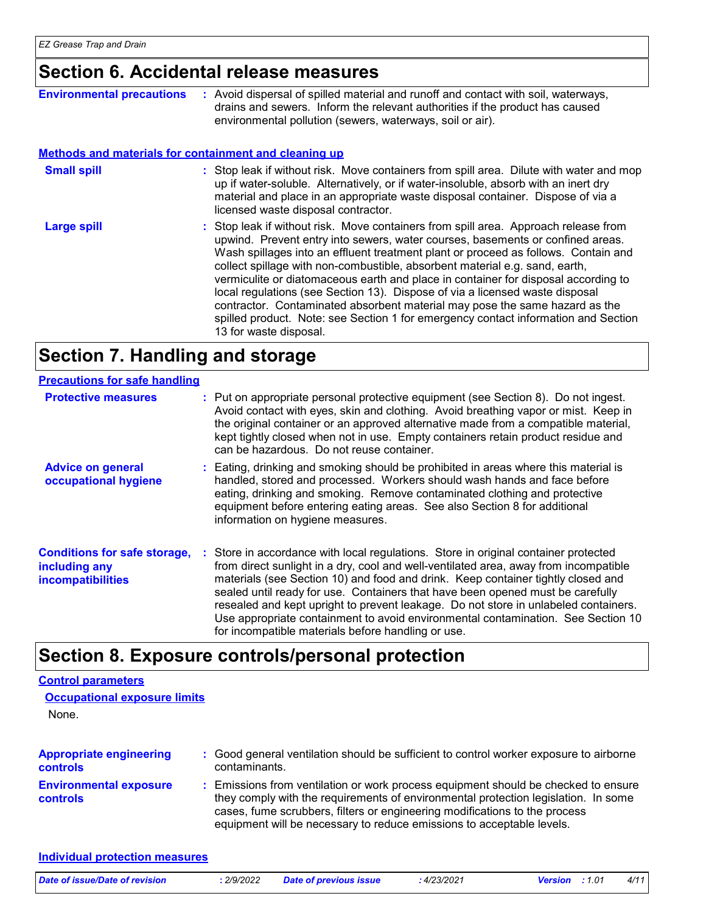## Section 6. Accidental release measures

**Environmental precautions** : Avoid dispersal of spilled material and runoff and contact with soil, waterways, drains and sewers. Inform the relevant authorities if the product has caused environmental pollution (sewers, waterways, soil or air).

### Methods and materials for containment and cleaning up

**Small spill** : Stop leak if without risk. Move containers from spill area. Dilute with water and mop up if water-soluble. Alternatively, or if water-insoluble, absorb with an inert dry material and place in an appropriate waste disposal container. Dispose of via a licensed waste disposal contractor.

**Large spill** : Stop leak if without risk. Move containers from spill area. Approach release from upwind. Prevent entry into sewers, water courses, basements or confined areas. Wash spillages into an effluent treatment plant or proceed as follows. Contain and collect spillage with non-combustible, absorbent material e.g. sand, earth, vermiculite or diatomaceous earth and place in container for disposal according to local regulations (see Section 13). Dispose of via a licensed waste disposal contractor. Contaminated absorbent material may pose the same hazard as the spilled product. Note: see Section 1 for emergency contact information and Section 13 for waste disposal.

## Section 7. Handling and storage

### Precautions for safe handling

**Protective measures** : Put on appropriate personal protective equipment (see Section 8). Do not ingest. Avoid contact with eyes, skin and clothing. Avoid breathing vapor or mist. Keep in the original container or an approved alternative made from a compatible material, kept tightly closed when not in use. Empty containers retain product residue and can be hazardous. Do not reuse container.

**Advice on general occupational hygiene** : Eating, drinking and smoking should be prohibited in areas where this material is handled, stored and processed. Workers should wash hands and face before eating, drinking and smoking. Remove contaminated clothing and protective equipment before entering eating areas. See also Section 8 for additional information on hygiene measures.

**Conditions for safe storage, including any incompatibilities** : Store in accordance with local regulations. Store in original container protected from direct sunlight in a dry, cool and well-ventilated area, away from incompatible materials (see Section 10) and food and drink. Keep container tightly closed and sealed until ready for use. Containers that have been opened must be carefully resealed and kept upright to prevent leakage. Do not store in unlabeled containers. Use appropriate containment to avoid environmental contamination. See Section 10 for incompatible materials before handling or use.

## Section 8. Exposure controls/personal protection

### Control parameters

#### Occupational exposure limits

None.

**Appropriate engineering controls** : Good general ventilation should be sufficient to control worker exposure to airborne contaminants.

**Environmental exposure controls** : Emissions from ventilation or work process equipment should be checked to ensure they comply with the requirements of environmental protection legislation. In some cases, fume scrubbers, filters or engineering modifications to the process equipment will be necessary to reduce emissions to acceptable levels.

### Individual protection measures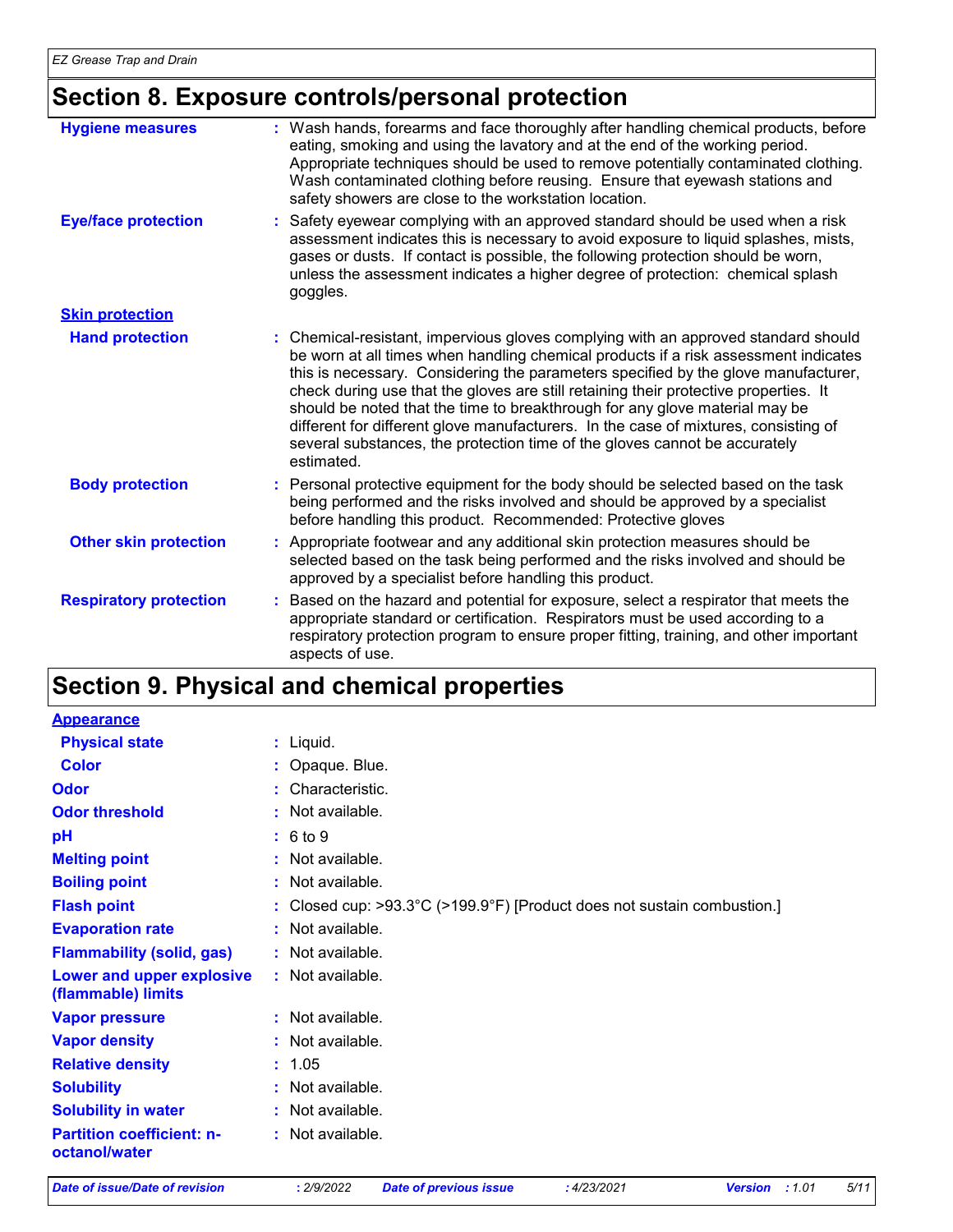## Section 8. Exposure controls/personal protection

**Hygiene measures** : Wash hands, forearms and face thoroughly after handling chemical products, before eating, smoking and using the lavatory and at the end of the working period. Appropriate techniques should be used to remove potentially contaminated clothing. Wash contaminated clothing before reusing. Ensure that eyewash stations and safety showers are close to the workstation location.

**Eye/face protection** : Safety eyewear complying with an approved standard should be used when a risk assessment indicates this is necessary to avoid exposure to liquid splashes, mists, gases or dusts. If contact is possible, the following protection should be worn, unless the assessment indicates a higher degree of protection: chemical splash goggles.

**Skin protection**

**Hand protection** : Chemical-resistant, impervious gloves complying with an approved standard should be worn at all times when handling chemical products if a risk assessment indicates this is necessary. Considering the parameters specified by the glove manufacturer, check during use that the gloves are still retaining their protective properties. It should be noted that the time to breakthrough for any glove material may be different for different glove manufacturers. In the case of mixtures, consisting of several substances, the protection time of the gloves cannot be accurately estimated.

**Body protection** : Personal protective equipment for the body should be selected based on the task being performed and the risks involved and should be approved by a specialist before handling this product. Recommended: Protective gloves

**Other skin protection** : Appropriate footwear and any additional skin protection measures should be selected based on the task being performed and the risks involved and should be approved by a specialist before handling this product.

**Respiratory protection** : Based on the hazard and potential for exposure, select a respirator that meets the appropriate standard or certification. Respirators must be used according to a respiratory protection program to ensure proper fitting, training, and other important aspects of use.

## Section 9. Physical and chemical properties

**Appearance**

**Physical state** : Liquid.

**Color** : Opaque. Blue.

**Odor** : Characteristic.

**Odor threshold** : Not available.

**pH** : 6 to 9

**Melting point** : Not available.

**Boiling point** : Not available.

**Flash point** : Closed cup: >93.3°C (>199.9°F) [Product does not sustain combustion.]

**Evaporation rate** : Not available.

**Flammability (solid, gas)** : Not available.

**Lower and upper explosive (flammable) limits** : Not available.

**Vapor pressure** : Not available.

**Vapor density** : Not available.

**Relative density** : 1.05

**Solubility** : Not available.

**Solubility in water** : Not available.

**Partition coefficient: n-octanol/water** : Not available.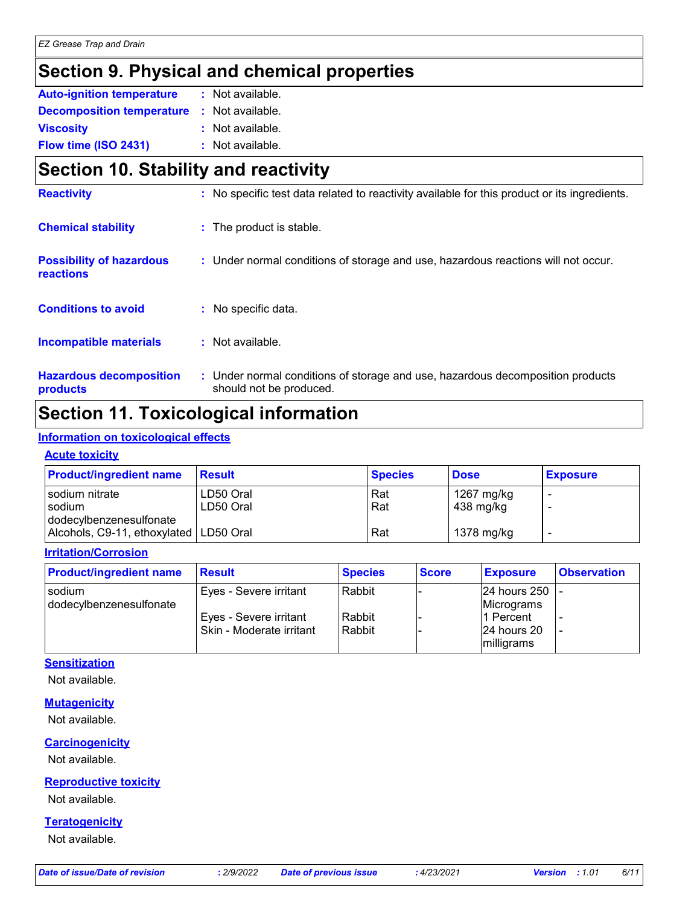# Section 9. Physical and chemical properties

**Auto-ignition temperature** : Not available.

**Decomposition temperature** : Not available.

**Viscosity** : Not available.

**Flow time (ISO 2431)** : Not available.

# Section 10. Stability and reactivity

**Reactivity** : No specific test data related to reactivity available for this product or its ingredients.

**Chemical stability** : The product is stable.

**Possibility of hazardous reactions** : Under normal conditions of storage and use, hazardous reactions will not occur.

**Conditions to avoid** : No specific data.

**Incompatible materials** : Not available.

**Hazardous decomposition products** : Under normal conditions of storage and use, hazardous decomposition products should not be produced.

# Section 11. Toxicological information

## Information on toxicological effects

### Acute toxicity

| Product/ingredient name | Result | Species | Dose | Exposure |
|---|---|---|---|---|
| sodium nitrate | LD50 Oral | Rat | 1267 mg/kg | - |
| sodium dodecylbenzenesulfonate | LD50 Oral | Rat | 438 mg/kg | - |
| Alcohols, C9-11, ethoxylated | LD50 Oral | Rat | 1378 mg/kg | - |

### Irritation/Corrosion

| Product/ingredient name | Result | Species | Score | Exposure | Observation |
|---|---|---|---|---|---|
| sodium dodecylbenzenesulfonate | Eyes - Severe irritant | Rabbit | - | 24 hours 250 Micrograms | - |
| | Eyes - Severe irritant | Rabbit | - | 1 Percent | - |
| | Skin - Moderate irritant | Rabbit | - | 24 hours 20 milligrams | - |

### Sensitization

Not available.

### Mutagenicity

Not available.

### Carcinogenicity

Not available.

### Reproductive toxicity

Not available.

### Teratogenicity

Not available.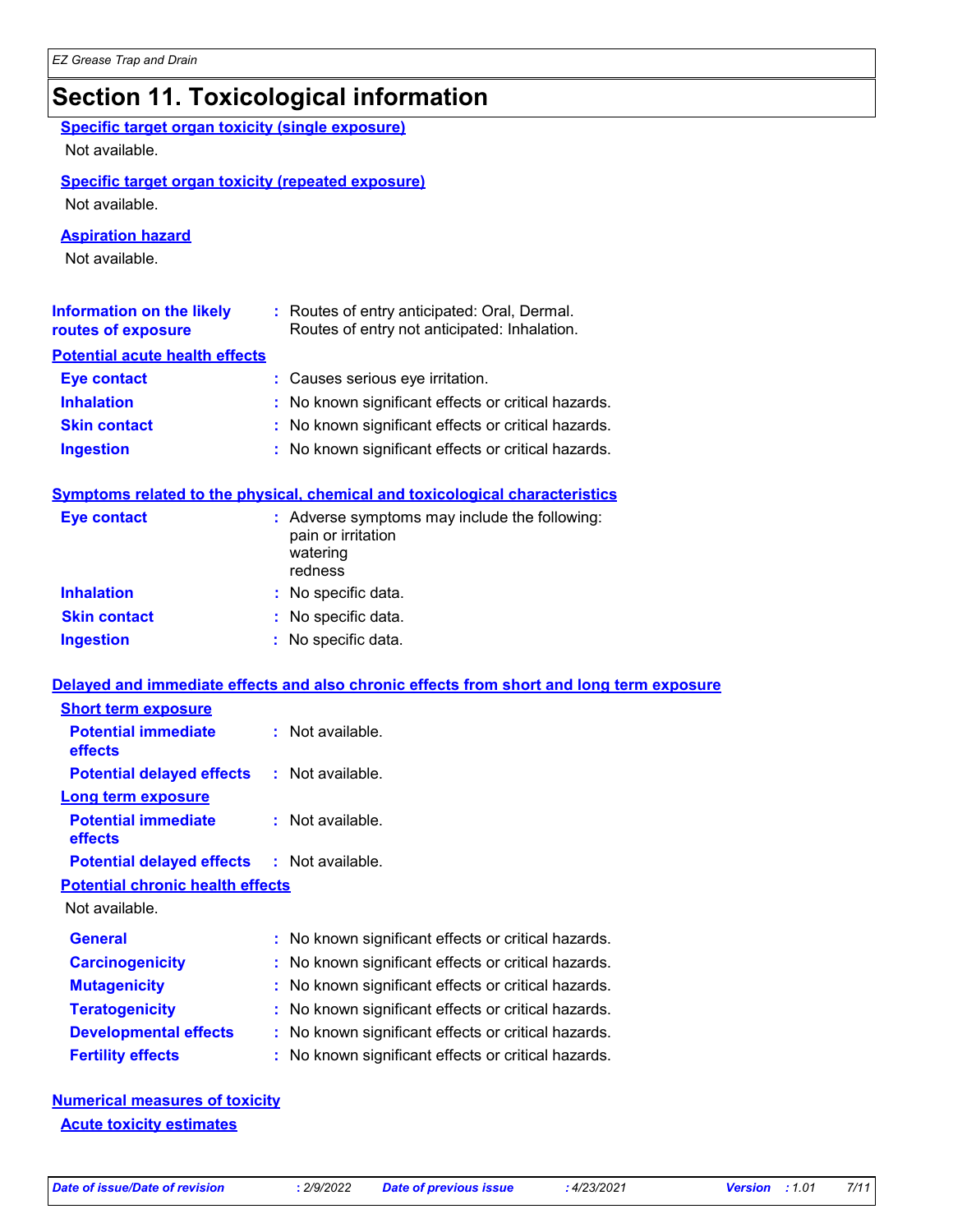# Section 11. Toxicological information

**Specific target organ toxicity (single exposure)**

Not available.

**Specific target organ toxicity (repeated exposure)**

Not available.

**Aspiration hazard**

Not available.

**Information on the likely routes of exposure** : Routes of entry anticipated: Oral, Dermal.
Routes of entry not anticipated: Inhalation.

**Potential acute health effects**

**Eye contact** : Causes serious eye irritation.

**Inhalation** : No known significant effects or critical hazards.

**Skin contact** : No known significant effects or critical hazards.

**Ingestion** : No known significant effects or critical hazards.

**Symptoms related to the physical, chemical and toxicological characteristics**

**Eye contact** : Adverse symptoms may include the following:
pain or irritation
watering
redness

**Inhalation** : No specific data.

**Skin contact** : No specific data.

**Ingestion** : No specific data.

**Delayed and immediate effects and also chronic effects from short and long term exposure**

**Short term exposure**

**Potential immediate effects** : Not available.

**Potential delayed effects** : Not available.

**Long term exposure**

**Potential immediate effects** : Not available.

**Potential delayed effects** : Not available.

**Potential chronic health effects**

Not available.

**General** : No known significant effects or critical hazards.

**Carcinogenicity** : No known significant effects or critical hazards.

**Mutagenicity** : No known significant effects or critical hazards.

**Teratogenicity** : No known significant effects or critical hazards.

**Developmental effects** : No known significant effects or critical hazards.

**Fertility effects** : No known significant effects or critical hazards.

**Numerical measures of toxicity**

**Acute toxicity estimates**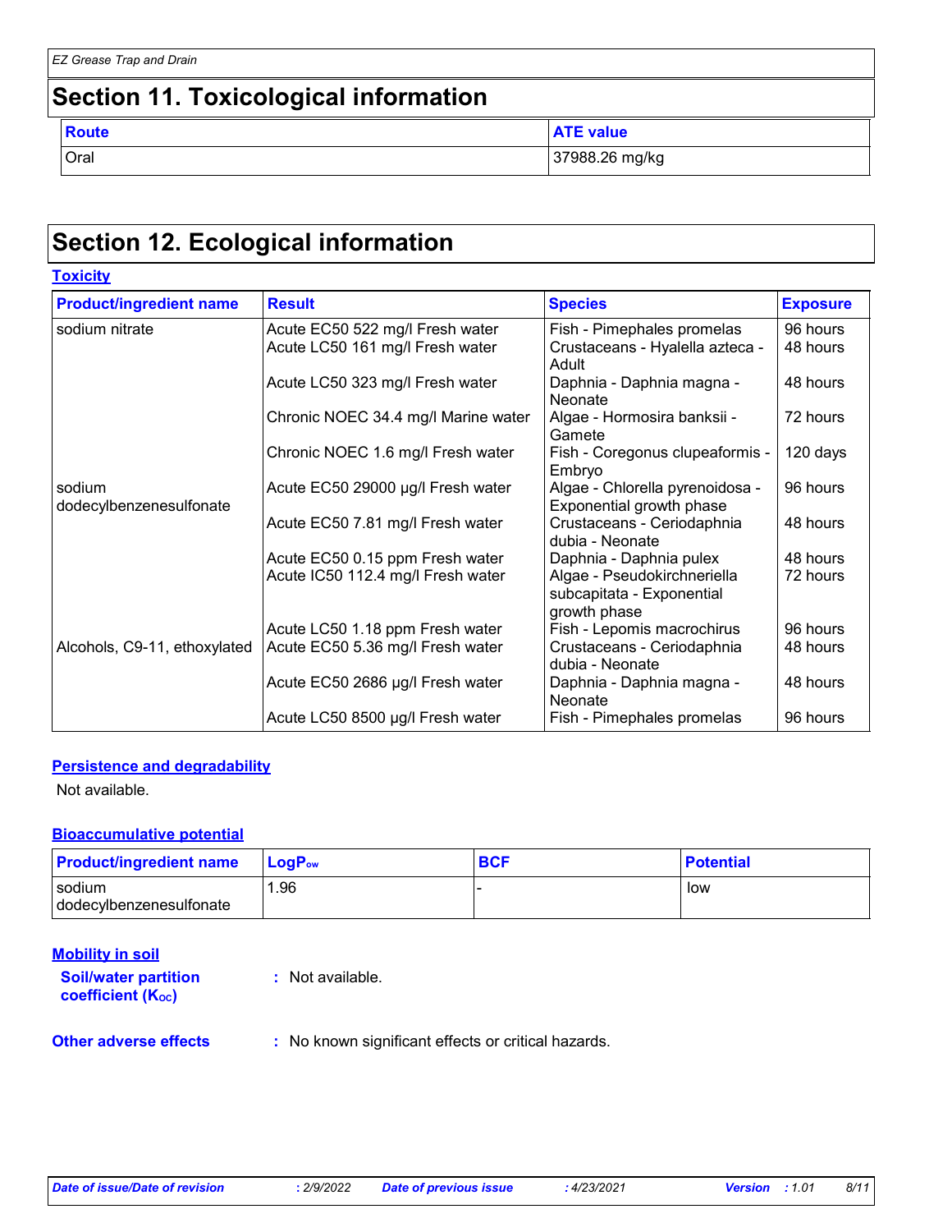## Section 11. Toxicological information

| Route | ATE value |
|---|---|
| Oral | 37988.26 mg/kg |

## Section 12. Ecological information

### Toxicity

| Product/ingredient name | Result | Species | Exposure |
|---|---|---|---|
| sodium nitrate | Acute EC50 522 mg/l Fresh water | Fish - Pimephales promelas | 96 hours |
| | Acute LC50 161 mg/l Fresh water | Crustaceans - Hyalella azteca - Adult | 48 hours |
| | Acute LC50 323 mg/l Fresh water | Daphnia - Daphnia magna - Neonate | 48 hours |
| | Chronic NOEC 34.4 mg/l Marine water | Algae - Hormosira banksii - Gamete | 72 hours |
| | Chronic NOEC 1.6 mg/l Fresh water | Fish - Coregonus clupeaformis - Embryo | 120 days |
| sodium dodecylbenzenesulfonate | Acute EC50 29000 µg/l Fresh water | Algae - Chlorella pyrenoidosa - Exponential growth phase | 96 hours |
| | Acute EC50 7.81 mg/l Fresh water | Crustaceans - Ceriodaphnia dubia - Neonate | 48 hours |
| | Acute EC50 0.15 ppm Fresh water | Daphnia - Daphnia pulex | 48 hours |
| | Acute IC50 112.4 mg/l Fresh water | Algae - Pseudokirchneriella subcapitata - Exponential growth phase | 72 hours |
| | Acute LC50 1.18 ppm Fresh water | Fish - Lepomis macrochirus | 96 hours |
| Alcohols, C9-11, ethoxylated | Acute EC50 5.36 mg/l Fresh water | Crustaceans - Ceriodaphnia dubia - Neonate | 48 hours |
| | Acute EC50 2686 µg/l Fresh water | Daphnia - Daphnia magna - Neonate | 48 hours |
| | Acute LC50 8500 µg/l Fresh water | Fish - Pimephales promelas | 96 hours |

### Persistence and degradability

Not available.

### Bioaccumulative potential

| Product/ingredient name | $LogP_{ow}$ | BCF | Potential |
|---|---|---|---|
| sodium dodecylbenzenesulfonate | 1.96 | - | low |

### Mobility in soil

**Soil/water partition coefficient ($K_{OC}$)** : Not available.

**Other adverse effects** : No known significant effects or critical hazards.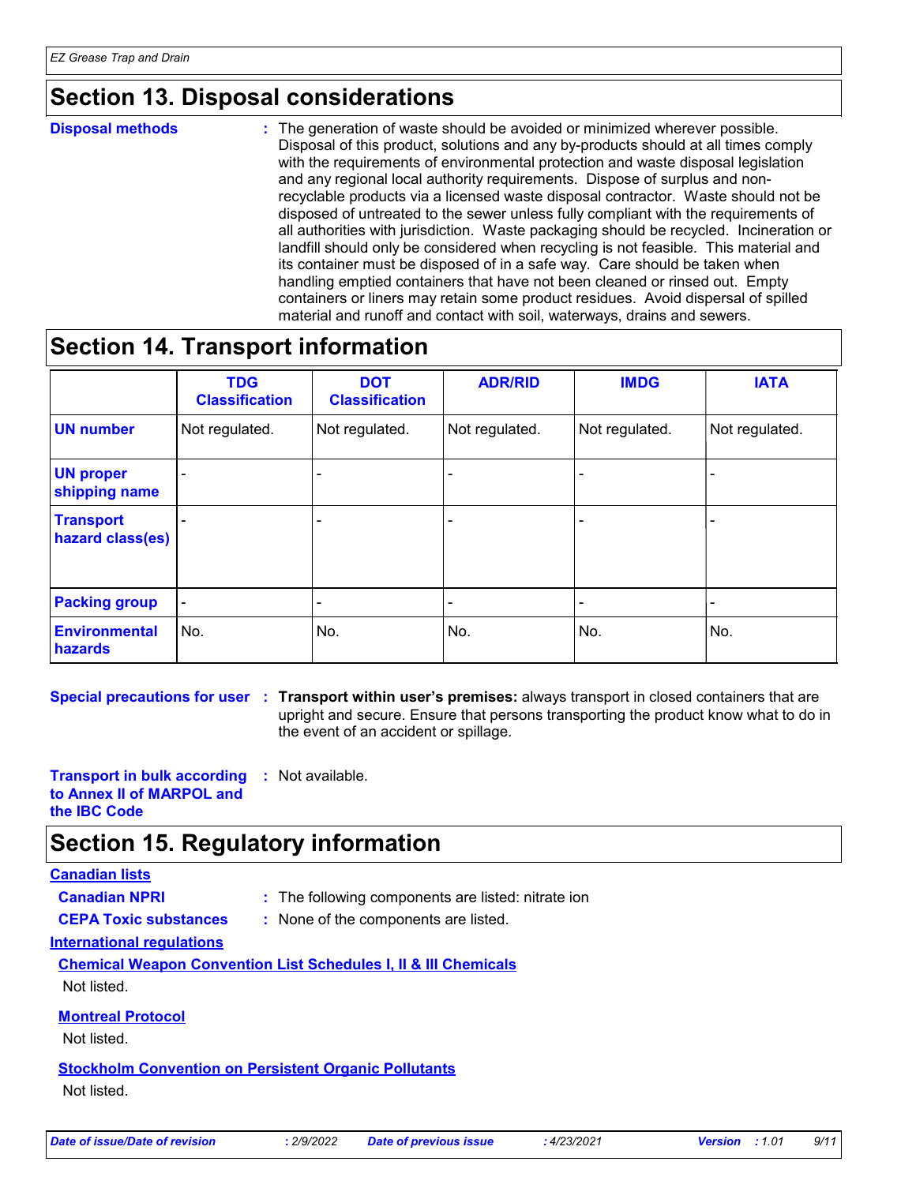## Section 13. Disposal considerations

**Disposal methods** : The generation of waste should be avoided or minimized wherever possible. Disposal of this product, solutions and any by-products should at all times comply with the requirements of environmental protection and waste disposal legislation and any regional local authority requirements. Dispose of surplus and non-recyclable products via a licensed waste disposal contractor. Waste should not be disposed of untreated to the sewer unless fully compliant with the requirements of all authorities with jurisdiction. Waste packaging should be recycled. Incineration or landfill should only be considered when recycling is not feasible. This material and its container must be disposed of in a safe way. Care should be taken when handling emptied containers that have not been cleaned or rinsed out. Empty containers or liners may retain some product residues. Avoid dispersal of spilled material and runoff and contact with soil, waterways, drains and sewers.

## Section 14. Transport information

| | TDG Classification | DOT Classification | ADR/RID | IMDG | IATA |
|---|---|---|---|---|---|
| **UN number** | Not regulated. | Not regulated. | Not regulated. | Not regulated. | Not regulated. |
| **UN proper shipping name** | - | - | - | - | - |
| **Transport hazard class(es)** | - | - | - | - | - |
| **Packing group** | - | - | - | - | - |
| **Environmental hazards** | No. | No. | No. | No. | No. |

**Special precautions for user** : **Transport within user's premises:** always transport in closed containers that are upright and secure. Ensure that persons transporting the product know what to do in the event of an accident or spillage.

**Transport in bulk according to Annex II of MARPOL and the IBC Code** : Not available.

## Section 15. Regulatory information

**Canadian lists**

**Canadian NPRI** : The following components are listed: nitrate ion

**CEPA Toxic substances** : None of the components are listed.

**International regulations**

**Chemical Weapon Convention List Schedules I, II & III Chemicals**

Not listed.

**Montreal Protocol**

Not listed.

**Stockholm Convention on Persistent Organic Pollutants**

Not listed.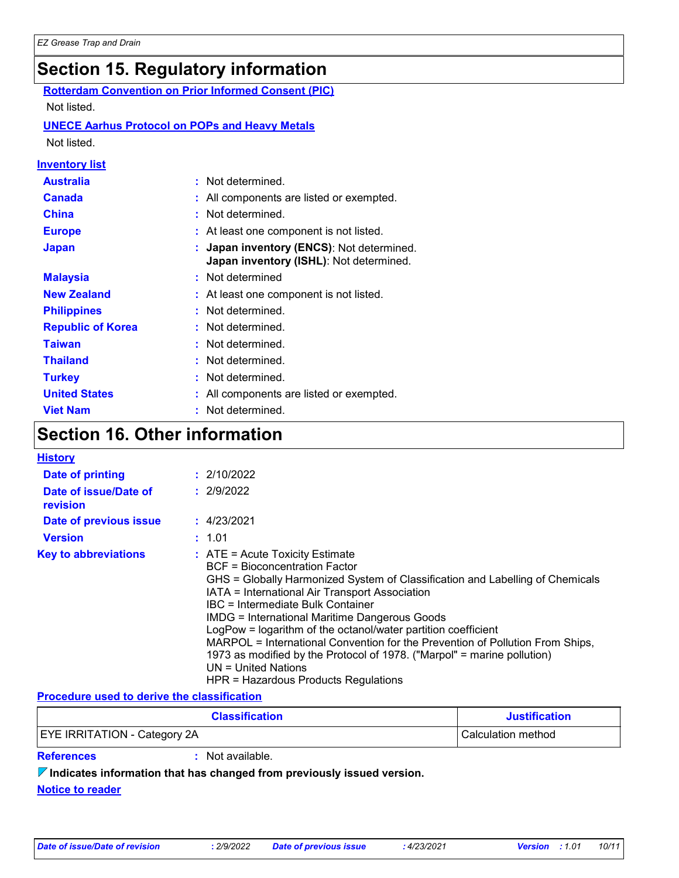## Section 15. Regulatory information

**Rotterdam Convention on Prior Informed Consent (PIC)**

Not listed.

**UNECE Aarhus Protocol on POPs and Heavy Metals**

Not listed.

**Inventory list**

| | |
|---|---|
| **Australia** | : Not determined. |
| **Canada** | : All components are listed or exempted. |
| **China** | : Not determined. |
| **Europe** | : At least one component is not listed. |
| **Japan** | : **Japan inventory (ENCS)**: Not determined. **Japan inventory (ISHL)**: Not determined. |
| **Malaysia** | : Not determined |
| **New Zealand** | : At least one component is not listed. |
| **Philippines** | : Not determined. |
| **Republic of Korea** | : Not determined. |
| **Taiwan** | : Not determined. |
| **Thailand** | : Not determined. |
| **Turkey** | : Not determined. |
| **United States** | : All components are listed or exempted. |
| **Viet Nam** | : Not determined. |

## Section 16. Other information

**History**

| | |
|---|---|
| **Date of printing** | : 2/10/2022 |
| **Date of issue/Date of revision** | : 2/9/2022 |
| **Date of previous issue** | : 4/23/2021 |
| **Version** | : 1.01 |

**Key to abbreviations** :
ATE = Acute Toxicity Estimate
BCF = Bioconcentration Factor
GHS = Globally Harmonized System of Classification and Labelling of Chemicals
IATA = International Air Transport Association
IBC = Intermediate Bulk Container
IMDG = International Maritime Dangerous Goods
LogPow = logarithm of the octanol/water partition coefficient
MARPOL = International Convention for the Prevention of Pollution From Ships, 1973 as modified by the Protocol of 1978. ("Marpol" = marine pollution)
UN = United Nations
HPR = Hazardous Products Regulations

**Procedure used to derive the classification**

| Classification | Justification |
|---|---|
| EYE IRRITATION - Category 2A | Calculation method |

**References** : Not available.

**Indicates information that has changed from previously issued version.**

**Notice to reader**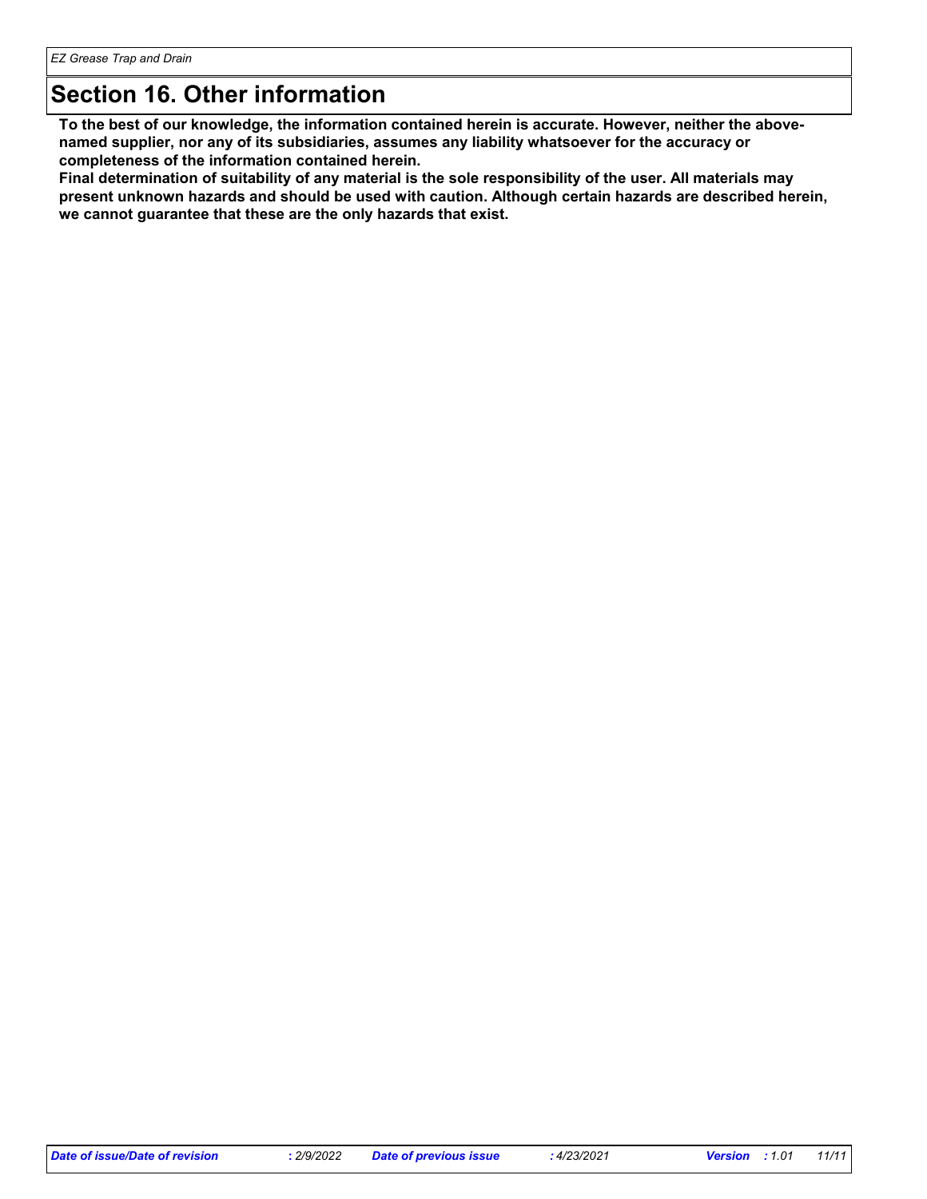# Section 16. Other information

**To the best of our knowledge, the information contained herein is accurate. However, neither the above-named supplier, nor any of its subsidiaries, assumes any liability whatsoever for the accuracy or completeness of the information contained herein.**
**Final determination of suitability of any material is the sole responsibility of the user. All materials may present unknown hazards and should be used with caution. Although certain hazards are described herein, we cannot guarantee that these are the only hazards that exist.**